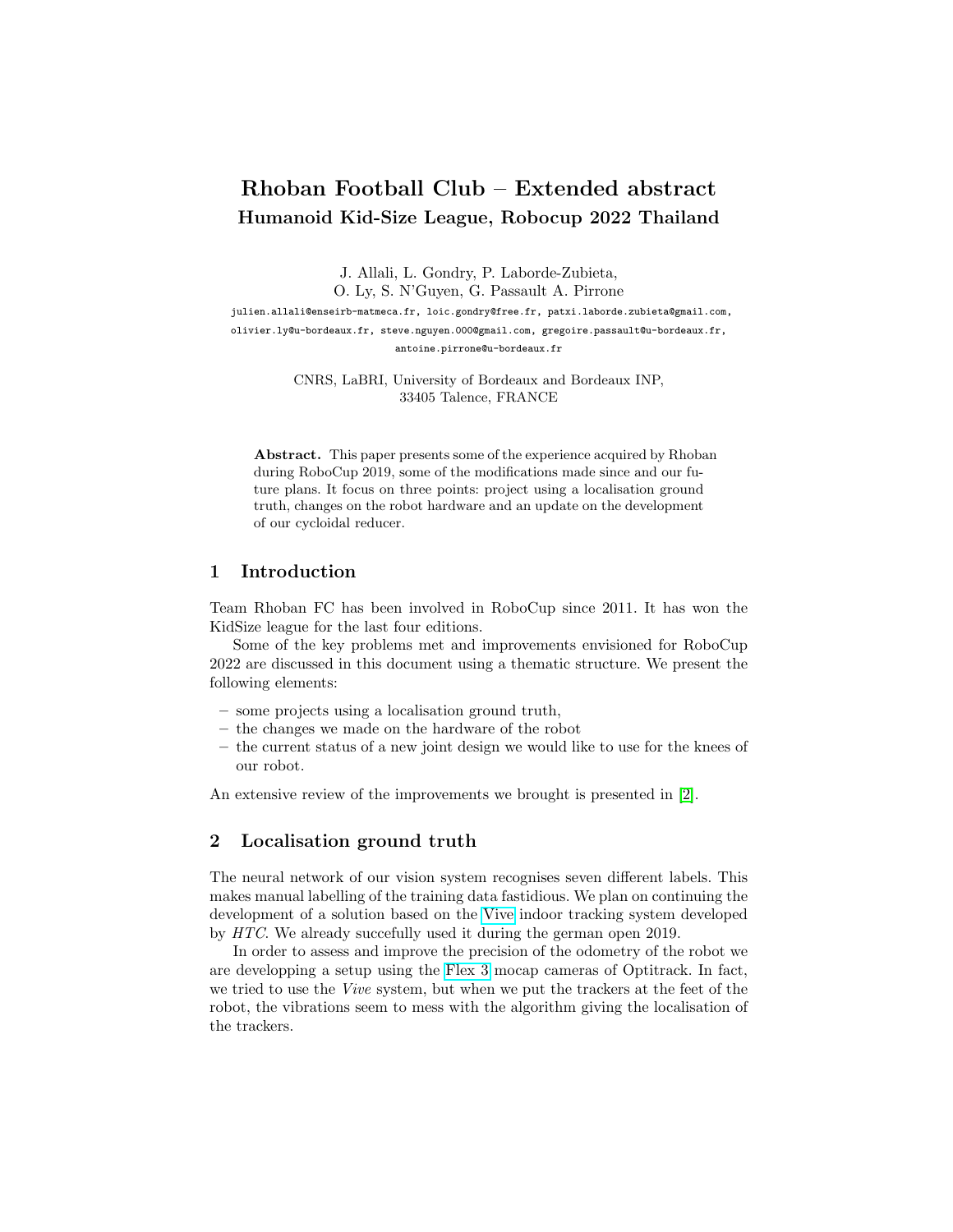# Rhoban Football Club – Extended abstract

## Humanoid Kid-Size League, Robocup 2022 Thailand

J. Allali, L. Gondry, P. Laborde-Zubieta,
O. Ly, S. N'Guyen, G. Passault A. Pirrone

julien.allali@enseirb-matmeca.fr, loic.gondry@free.fr, patxi.laborde.zubieta@gmail.com, olivier.ly@u-bordeaux.fr, steve.nguyen.000@gmail.com, gregoire.passault@u-bordeaux.fr, antoine.pirrone@u-bordeaux.fr

CNRS, LaBRI, University of Bordeaux and Bordeaux INP,
33405 Talence, FRANCE

**Abstract.** This paper presents some of the experience acquired by Rhoban during RoboCup 2019, some of the modifications made since and our future plans. It focus on three points: project using a localisation ground truth, changes on the robot hardware and an update on the development of our cycloidal reducer.

## 1 Introduction

Team Rhoban FC has been involved in RoboCup since 2011. It has won the KidSize league for the last four editions.

Some of the key problems met and improvements envisioned for RoboCup 2022 are discussed in this document using a thematic structure. We present the following elements:

- some projects using a localisation ground truth,
- the changes we made on the hardware of the robot
- the current status of a new joint design we would like to use for the knees of our robot.

An extensive review of the improvements we brought is presented in [2].

## 2 Localisation ground truth

The neural network of our vision system recognises seven different labels. This makes manual labelling of the training data fastidious. We plan on continuing the development of a solution based on the Vive indoor tracking system developed by *HTC*. We already succefully used it during the german open 2019.

In order to assess and improve the precision of the odometry of the robot we are developping a setup using the Flex 3 mocap cameras of Optitrack. In fact, we tried to use the *Vive* system, but when we put the trackers at the feet of the robot, the vibrations seem to mess with the algorithm giving the localisation of the trackers.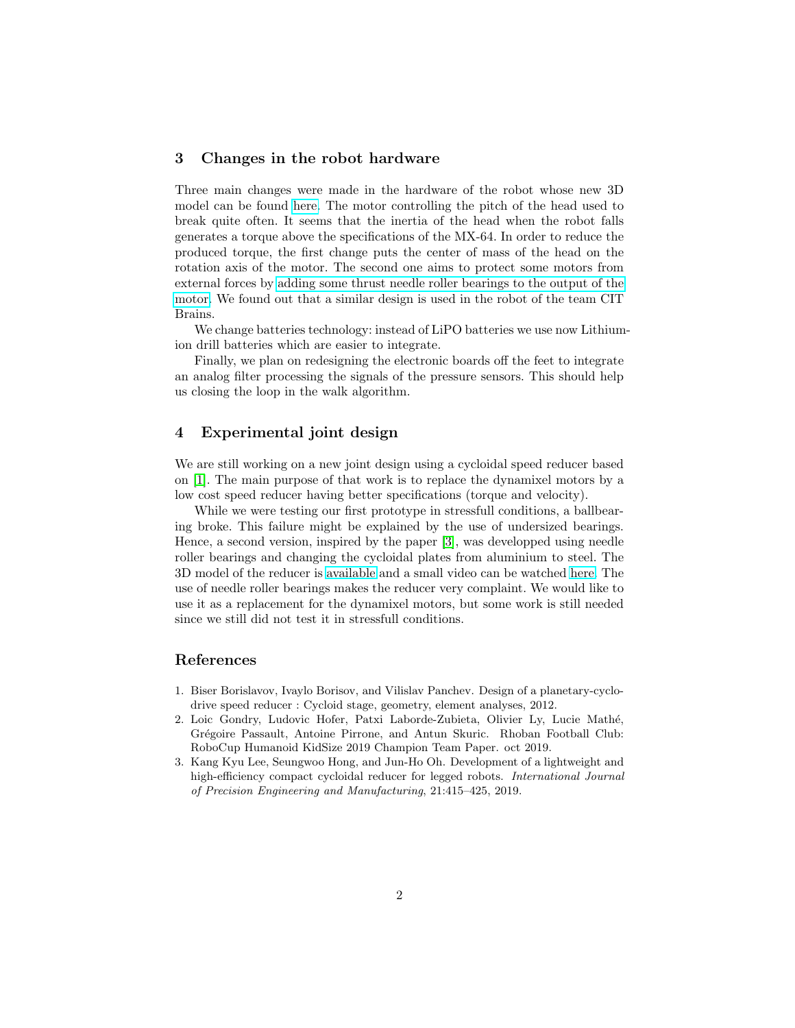## 3 Changes in the robot hardware

Three main changes were made in the hardware of the robot whose new 3D model can be found here. The motor controlling the pitch of the head used to break quite often. It seems that the inertia of the head when the robot falls generates a torque above the specifications of the MX-64. In order to reduce the produced torque, the first change puts the center of mass of the head on the rotation axis of the motor. The second one aims to protect some motors from external forces by adding some thrust needle roller bearings to the output of the motor. We found out that a similar design is used in the robot of the team CIT Brains.

We change batteries technology: instead of LiPO batteries we use now Lithium-ion drill batteries which are easier to integrate.

Finally, we plan on redesigning the electronic boards off the feet to integrate an analog filter processing the signals of the pressure sensors. This should help us closing the loop in the walk algorithm.

## 4 Experimental joint design

We are still working on a new joint design using a cycloidal speed reducer based on [1]. The main purpose of that work is to replace the dynamixel motors by a low cost speed reducer having better specifications (torque and velocity).

While we were testing our first prototype in stressfull conditions, a ballbearing broke. This failure might be explained by the use of undersized bearings. Hence, a second version, inspired by the paper [3], was developped using needle roller bearings and changing the cycloidal plates from aluminium to steel. The 3D model of the reducer is available and a small video can be watched here. The use of needle roller bearings makes the reducer very complaint. We would like to use it as a replacement for the dynamixel motors, but some work is still needed since we still did not test it in stressfull conditions.

## References

1. Biser Borislavov, Ivaylo Borisov, and Vilislav Panchev. Design of a planetary-cyclo-drive speed reducer : Cycloid stage, geometry, element analyses, 2012.
2. Loic Gondry, Ludovic Hofer, Patxi Laborde-Zubieta, Olivier Ly, Lucie Mathé, Grégoire Passault, Antoine Pirrone, and Antun Skuric. Rhoban Football Club: RoboCup Humanoid KidSize 2019 Champion Team Paper. oct 2019.
3. Kang Kyu Lee, Seungwoo Hong, and Jun-Ho Oh. Development of a lightweight and high-efficiency compact cycloidal reducer for legged robots. *International Journal of Precision Engineering and Manufacturing*, 21:415–425, 2019.